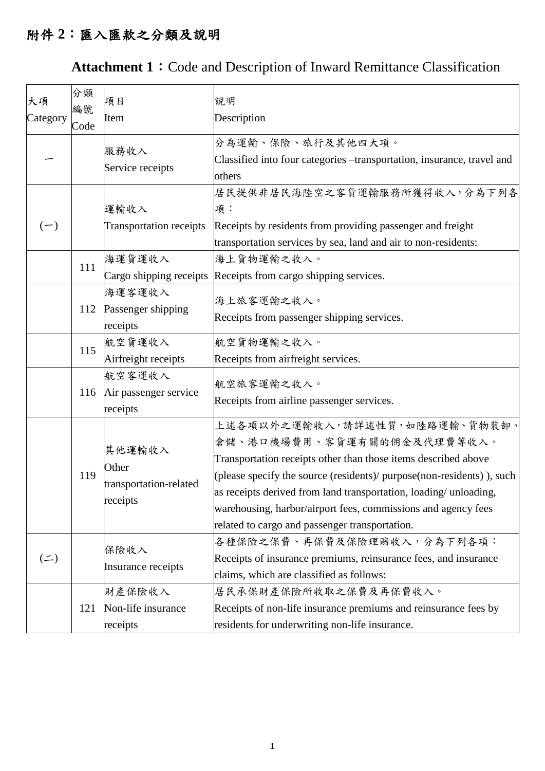# 附件 2：匯入匯款之分類及說明

## Attachment 1：Code and Description of Inward Remittance Classification

| 大項 Category | 分類編號 Code | 項目 Item | 說明 Description |
|---|---|---|---|
| 一 | | 服務收入 Service receipts | 分為運輸、保險、旅行及其他四大項。 Classified into four categories –transportation, insurance, travel and others |
| (一) | | 運輸收入 Transportation receipts | 居民提供非居民海陸空之客貨運輸服務所獲得收入，分為下列各項： Receipts by residents from providing passenger and freight transportation services by sea, land and air to non-residents: |
| | 111 | 海運貨運收入 Cargo shipping receipts | 海上貨物運輸之收入。 Receipts from cargo shipping services. |
| | 112 | 海運客運收入 Passenger shipping receipts | 海上旅客運輸之收入。 Receipts from passenger shipping services. |
| | 115 | 航空貨運收入 Airfreight receipts | 航空貨物運輸之收入。 Receipts from airfreight services. |
| | 116 | 航空客運收入 Air passenger service receipts | 航空旅客運輸之收入。 Receipts from airline passenger services. |
| | 119 | 其他運輸收入 Other transportation-related receipts | 上述各項以外之運輸收入，請詳述性質，如陸路運輸、貨物裝卸、倉儲、港口機場費用、客貨運有關的佣金及代理費等收入。 Transportation receipts other than those items described above (please specify the source (residents)/ purpose(non-residents) ), such as receipts derived from land transportation, loading/ unloading, warehousing, harbor/airport fees, commissions and agency fees related to cargo and passenger transportation. |
| (二) | | 保險收入 Insurance receipts | 各種保險之保費、再保費及保險理賠收入，分為下列各項： Receipts of insurance premiums, reinsurance fees, and insurance claims, which are classified as follows: |
| | 121 | 財產保險收入 Non-life insurance receipts | 居民承保財產保險所收取之保費及再保費收入。 Receipts of non-life insurance premiums and reinsurance fees by residents for underwriting non-life insurance. |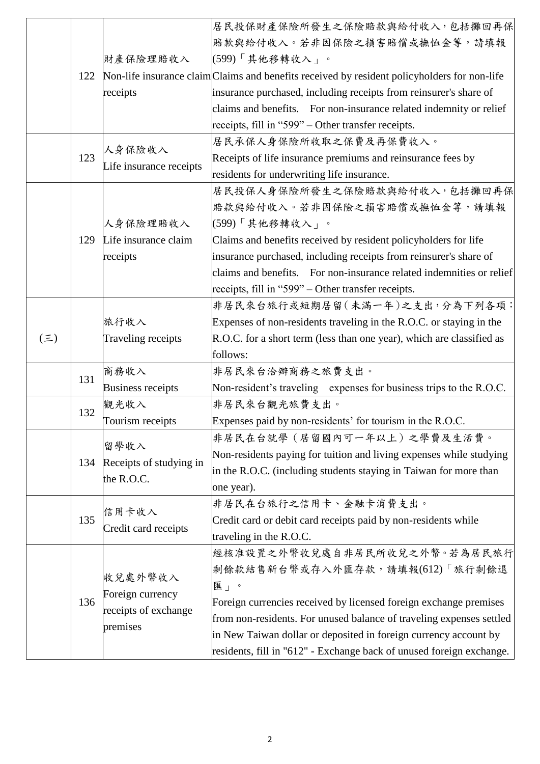| | | | |
|---|---|---|---|
| | 122 | 財產保險理賠收入<br>Non-life insurance claim receipts | 居民投保財產保險所發生之保險賠款與給付收入，包括攤回再保賠款與給付收入。若非因保險之損害賠償或撫恤金等，請填報(599)「其他移轉收入」。<br>Claims and benefits received by resident policyholders for non-life insurance purchased, including receipts from reinsurer's share of claims and benefits. For non-insurance related indemnity or relief receipts, fill in "599" – Other transfer receipts. |
| | 123 | 人身保險收入<br>Life insurance receipts | 居民承保人身保險所收取之保費及再保費收入。<br>Receipts of life insurance premiums and reinsurance fees by residents for underwriting life insurance. |
| | 129 | 人身保險理賠收入<br>Life insurance claim receipts | 居民投保人身保險所發生之保險賠款與給付收入，包括攤回再保賠款與給付收入。若非因保險之損害賠償或撫恤金等，請填報(599)「其他移轉收入」。<br>Claims and benefits received by resident policyholders for life insurance purchased, including receipts from reinsurer's share of claims and benefits. For non-insurance related indemnities or relief receipts, fill in "599" – Other transfer receipts. |
| (三) | | 旅行收入<br>Traveling receipts | 非居民來台旅行或短期居留(未滿一年)之支出，分為下列各項：<br>Expenses of non-residents traveling in the R.O.C. or staying in the R.O.C. for a short term (less than one year), which are classified as follows: |
| | 131 | 商務收入<br>Business receipts | 非居民來台洽辦商務之旅費支出。<br>Non-resident's traveling expenses for business trips to the R.O.C. |
| | 132 | 觀光收入<br>Tourism receipts | 非居民來台觀光旅費支出。<br>Expenses paid by non-residents' for tourism in the R.O.C. |
| | 134 | 留學收入<br>Receipts of studying in the R.O.C. | 非居民在台就學（居留國內可一年以上）之學費及生活費。<br>Non-residents paying for tuition and living expenses while studying in the R.O.C. (including students staying in Taiwan for more than one year). |
| | 135 | 信用卡收入<br>Credit card receipts | 非居民在台旅行之信用卡、金融卡消費支出。<br>Credit card or debit card receipts paid by non-residents while traveling in the R.O.C. |
| | 136 | 收兌處外幣收入<br>Foreign currency receipts of exchange premises | 經核准設置之外幣收兌處自非居民所收兌之外幣。若為居民旅行剩餘款結售新台幣或存入外匯存款，請填報(612)「旅行剩餘退匯」。<br>Foreign currencies received by licensed foreign exchange premises from non-residents. For unused balance of traveling expenses settled in New Taiwan dollar or deposited in foreign currency account by residents, fill in "612" - Exchange back of unused foreign exchange. |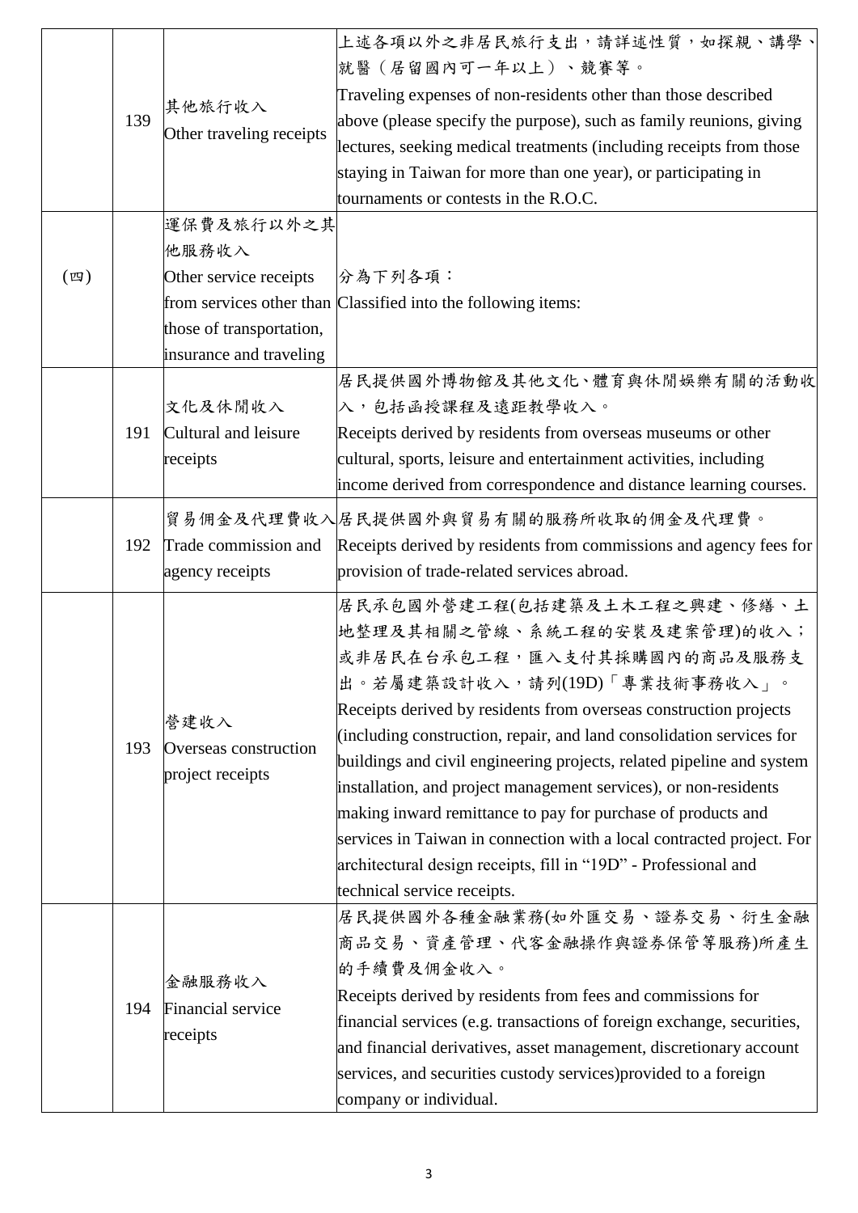| | | | |
|---|---|---|---|
| | 139 | 其他旅行收入<br>Other traveling receipts | 上述各項以外之非居民旅行支出，請詳述性質，如探親、講學、就醫（居留國內可一年以上）、競賽等。<br>Traveling expenses of non-residents other than those described above (please specify the purpose), such as family reunions, giving lectures, seeking medical treatments (including receipts from those staying in Taiwan for more than one year), or participating in tournaments or contests in the R.O.C. |
| (四) | | 運保費及旅行以外之其他服務收入<br>Other service receipts from services other than those of transportation, insurance and traveling | 分為下列各項：<br>Classified into the following items: |
| | 191 | 文化及休閒收入<br>Cultural and leisure receipts | 居民提供國外博物館及其他文化、體育與休閒娛樂有關的活動收入，包括函授課程及遠距教學收入。<br>Receipts derived by residents from overseas museums or other cultural, sports, leisure and entertainment activities, including income derived from correspondence and distance learning courses. |
| | 192 | 貿易佣金及代理費收入<br>Trade commission and agency receipts | 居民提供國外與貿易有關的服務所收取的佣金及代理費。<br>Receipts derived by residents from commissions and agency fees for provision of trade-related services abroad. |
| | 193 | 營建收入<br>Overseas construction project receipts | 居民承包國外營建工程(包括建築及土木工程之興建、修繕、土地整理及其相關之管線、系統工程的安裝及建案管理)的收入；或非居民在台承包工程，匯入支付其採購國內的商品及服務支出。若屬建築設計收入，請列(19D)「專業技術事務收入」。<br>Receipts derived by residents from overseas construction projects (including construction, repair, and land consolidation services for buildings and civil engineering projects, related pipeline and system installation, and project management services), or non-residents making inward remittance to pay for purchase of products and services in Taiwan in connection with a local contracted project. For architectural design receipts, fill in "19D" - Professional and technical service receipts. |
| | 194 | 金融服務收入<br>Financial service receipts | 居民提供國外各種金融業務(如外匯交易、證券交易、衍生金融商品交易、資產管理、代客金融操作與證券保管等服務)所產生的手續費及佣金收入。<br>Receipts derived by residents from fees and commissions for financial services (e.g. transactions of foreign exchange, securities, and financial derivatives, asset management, discretionary account services, and securities custody services)provided to a foreign company or individual. |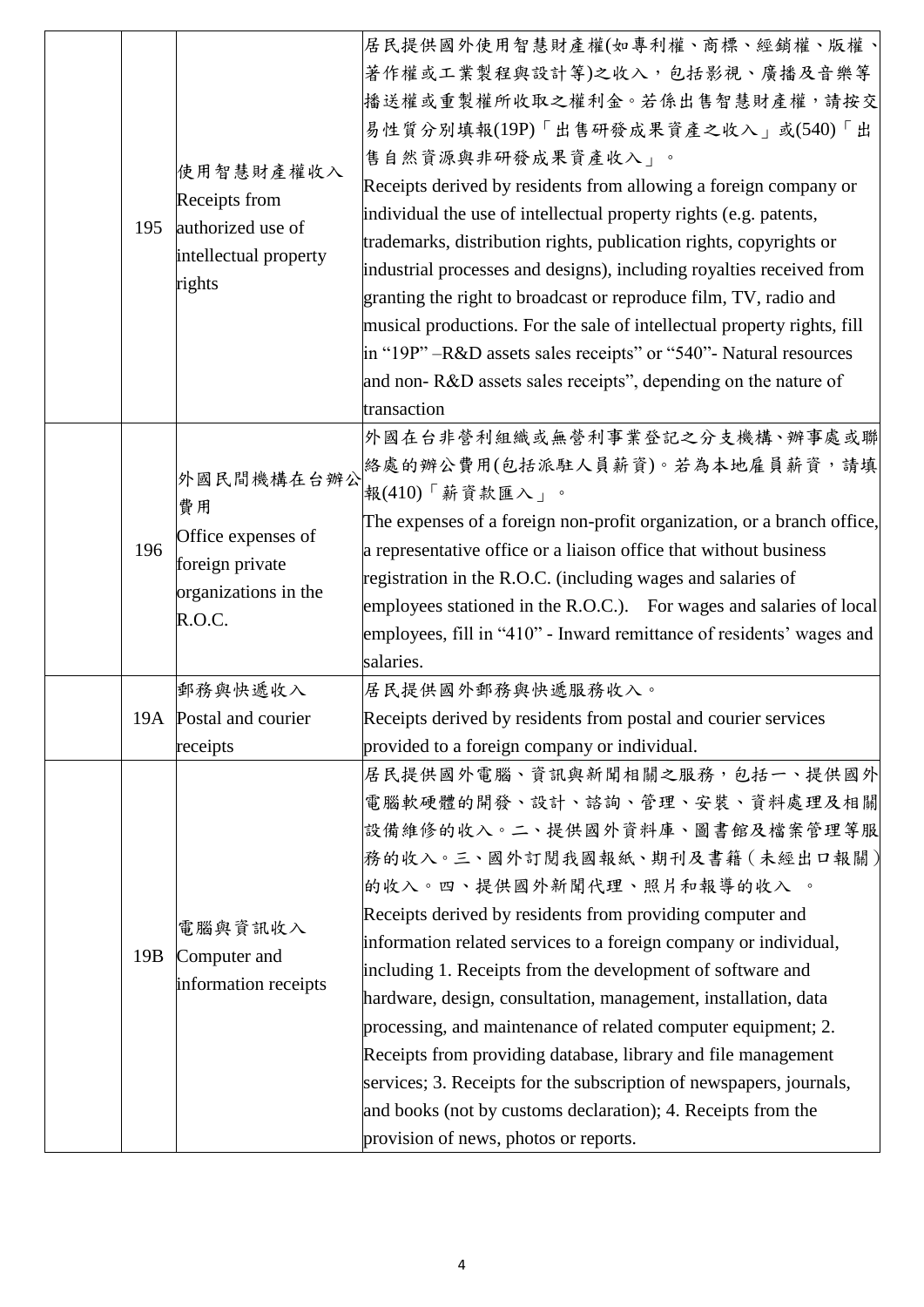|  |  |  |  |
|---|---|---|---|
|  | 195 | 使用智慧財產權收入<br>Receipts from authorized use of intellectual property rights | 居民提供國外使用智慧財產權(如專利權、商標、經銷權、版權、著作權或工業製程與設計等)之收入，包括影視、廣播及音樂等播送權或重製權所收取之權利金。若係出售智慧財產權，請按交易性質分別填報(19P)「出售研發成果資產之收入」或(540)「出售自然資源與非研發成果資產收入」。<br>Receipts derived by residents from allowing a foreign company or individual the use of intellectual property rights (e.g. patents, trademarks, distribution rights, publication rights, copyrights or industrial processes and designs), including royalties received from granting the right to broadcast or reproduce film, TV, radio and musical productions. For the sale of intellectual property rights, fill in "19P" –R&D assets sales receipts" or "540"- Natural resources and non- R&D assets sales receipts", depending on the nature of transaction |
|  | 196 | 外國民間機構在台辦公費用<br>Office expenses of foreign private organizations in the R.O.C. | 外國在台非營利組織或無營利事業登記之分支機構、辦事處或聯絡處的辦公費用(包括派駐人員薪資)。若為本地雇員薪資，請填報(410)「薪資款匯入」。<br>The expenses of a foreign non-profit organization, or a branch office, a representative office or a liaison office that without business registration in the R.O.C. (including wages and salaries of employees stationed in the R.O.C.). For wages and salaries of local employees, fill in "410" - Inward remittance of residents' wages and salaries. |
|  | 19A | 郵務與快遞收入<br>Postal and courier receipts | 居民提供國外郵務與快遞服務收入。<br>Receipts derived by residents from postal and courier services provided to a foreign company or individual. |
|  | 19B | 電腦與資訊收入<br>Computer and information receipts | 居民提供國外電腦、資訊與新聞相關之服務，包括一、提供國外電腦軟硬體的開發、設計、諮詢、管理、安裝、資料處理及相關設備維修的收入。二、提供國外資料庫、圖書館及檔案管理等服務的收入。三、國外訂閱我國報紙、期刊及書籍（未經出口報關）的收入。四、提供國外新聞代理、照片和報導的收入 。<br>Receipts derived by residents from providing computer and information related services to a foreign company or individual, including 1. Receipts from the development of software and hardware, design, consultation, management, installation, data processing, and maintenance of related computer equipment; 2. Receipts from providing database, library and file management services; 3. Receipts for the subscription of newspapers, journals, and books (not by customs declaration); 4. Receipts from the provision of news, photos or reports. |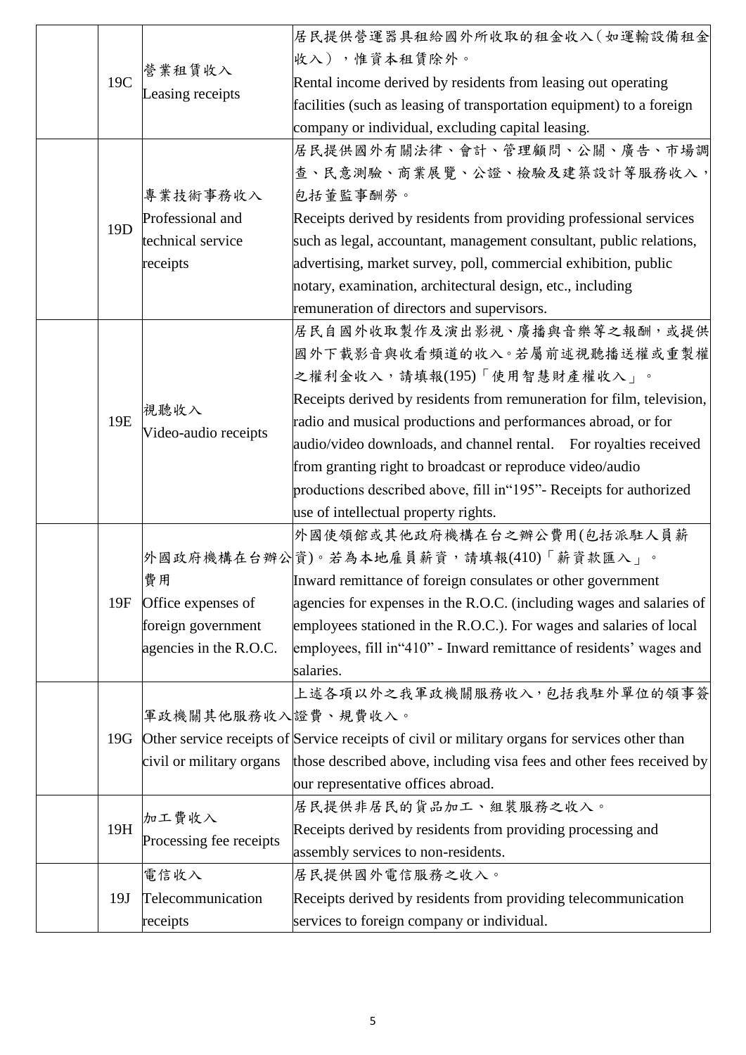| | | | |
|---|---|---|---|
| | 19C | 營業租賃收入<br>Leasing receipts | 居民提供營運器具租給國外所收取的租金收入(如運輸設備租金收入),惟資本租賃除外。<br>Rental income derived by residents from leasing out operating facilities (such as leasing of transportation equipment) to a foreign company or individual, excluding capital leasing. |
| | 19D | 專業技術事務收入<br>Professional and technical service receipts | 居民提供國外有關法律、會計、管理顧問、公關、廣告、市場調查、民意測驗、商業展覽、公證、檢驗及建築設計等服務收入,包括董監事酬勞。<br>Receipts derived by residents from providing professional services such as legal, accountant, management consultant, public relations, advertising, market survey, poll, commercial exhibition, public notary, examination, architectural design, etc., including remuneration of directors and supervisors. |
| | 19E | 視聽收入<br>Video-audio receipts | 居民自國外收取製作及演出影視、廣播與音樂等之報酬,或提供國外下載影音與收看頻道的收入。若屬前述視聽播送權或重製權之權利金收入,請填報(195)「使用智慧財產權收入」。<br>Receipts derived by residents from remuneration for film, television, radio and musical productions and performances abroad, or for audio/video downloads, and channel rental. For royalties received from granting right to broadcast or reproduce video/audio productions described above, fill in"195"- Receipts for authorized use of intellectual property rights. |
| | 19F | 外國政府機構在台辦公費用<br>Office expenses of foreign government agencies in the R.O.C. | 外國使領館或其他政府機構在台之辦公費用(包括派駐人員薪資)。若為本地雇員薪資,請填報(410)「薪資款匯入」。<br>Inward remittance of foreign consulates or other government agencies for expenses in the R.O.C. (including wages and salaries of employees stationed in the R.O.C.). For wages and salaries of local employees, fill in"410" - Inward remittance of residents' wages and salaries. |
| | 19G | 軍政機關其他服務收入<br>Other service receipts of civil or military organs | 上述各項以外之我軍政機關服務收入,包括我駐外單位的領事簽證費、規費收入。<br>Service receipts of civil or military organs for services other than those described above, including visa fees and other fees received by our representative offices abroad. |
| | 19H | 加工費收入<br>Processing fee receipts | 居民提供非居民的貨品加工、組裝服務之收入。<br>Receipts derived by residents from providing processing and assembly services to non-residents. |
| | 19J | 電信收入<br>Telecommunication receipts | 居民提供國外電信服務之收入。<br>Receipts derived by residents from providing telecommunication services to foreign company or individual. |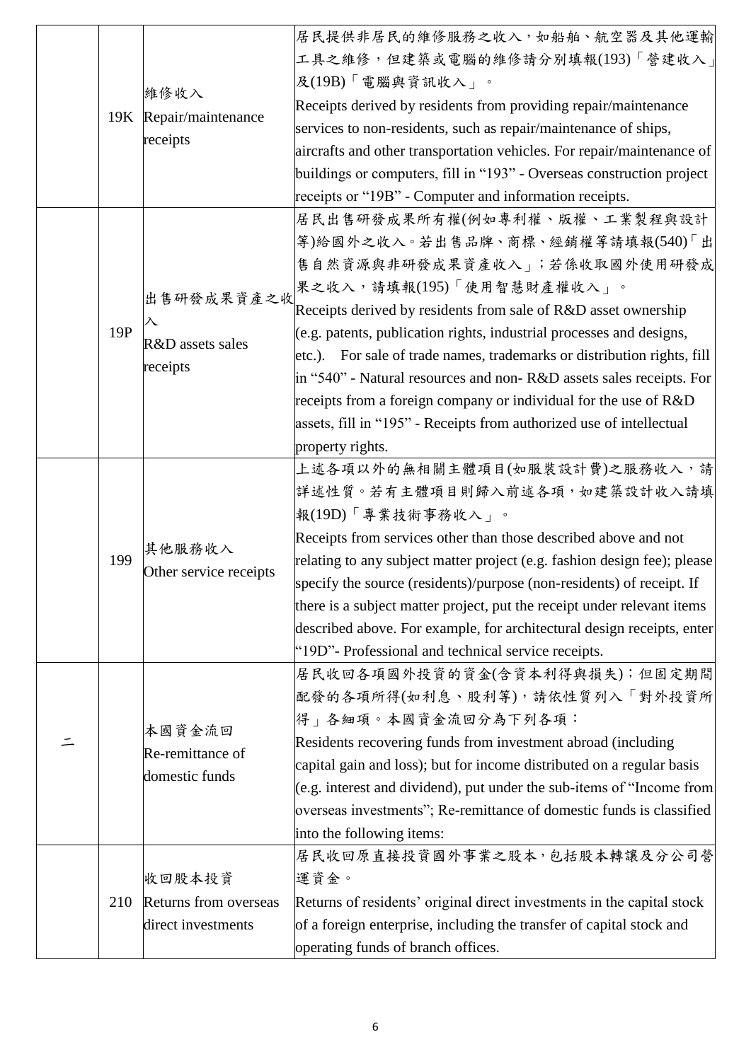| | | | |
|---|---|---|---|
| | 19K | 維修收入<br>Repair/maintenance receipts | 居民提供非居民的維修服務之收入，如船舶、航空器及其他運輸工具之維修，但建築或電腦的維修請分別填報(193)「營建收入」及(19B)「電腦與資訊收入」。<br>Receipts derived by residents from providing repair/maintenance services to non-residents, such as repair/maintenance of ships, aircrafts and other transportation vehicles. For repair/maintenance of buildings or computers, fill in "193" - Overseas construction project receipts or "19B" - Computer and information receipts. |
| | 19P | 出售研發成果資產之收入<br>R&D assets sales receipts | 居民出售研發成果所有權(例如專利權、版權、工業製程與設計等)給國外之收入。若出售品牌、商標、經銷權等請填報(540)「出售自然資源與非研發成果資產收入」；若係收取國外使用研發成果之收入，請填報(195)「使用智慧財產權收入」。<br>Receipts derived by residents from sale of R&D asset ownership (e.g. patents, publication rights, industrial processes and designs, etc.). For sale of trade names, trademarks or distribution rights, fill in "540" - Natural resources and non- R&D assets sales receipts. For receipts from a foreign company or individual for the use of R&D assets, fill in "195" - Receipts from authorized use of intellectual property rights. |
| | 199 | 其他服務收入<br>Other service receipts | 上述各項以外的無相關主體項目(如服裝設計費)之服務收入，請詳述性質。若有主體項目則歸入前述各項，如建築設計收入請填報(19D)「專業技術事務收入」。<br>Receipts from services other than those described above and not relating to any subject matter project (e.g. fashion design fee); please specify the source (residents)/purpose (non-residents) of receipt. If there is a subject matter project, put the receipt under relevant items described above. For example, for architectural design receipts, enter "19D"- Professional and technical service receipts. |
| 二 | | 本國資金流回<br>Re-remittance of domestic funds | 居民收回各項國外投資的資金(含資本利得與損失)；但固定期間配發的各項所得(如利息、股利等)，請依性質列入「對外投資所得」各細項。本國資金流回分為下列各項：<br>Residents recovering funds from investment abroad (including capital gain and loss); but for income distributed on a regular basis (e.g. interest and dividend), put under the sub-items of "Income from overseas investments"; Re-remittance of domestic funds is classified into the following items: |
| | 210 | 收回股本投資<br>Returns from overseas direct investments | 居民收回原直接投資國外事業之股本，包括股本轉讓及分公司營運資金。<br>Returns of residents' original direct investments in the capital stock of a foreign enterprise, including the transfer of capital stock and operating funds of branch offices. |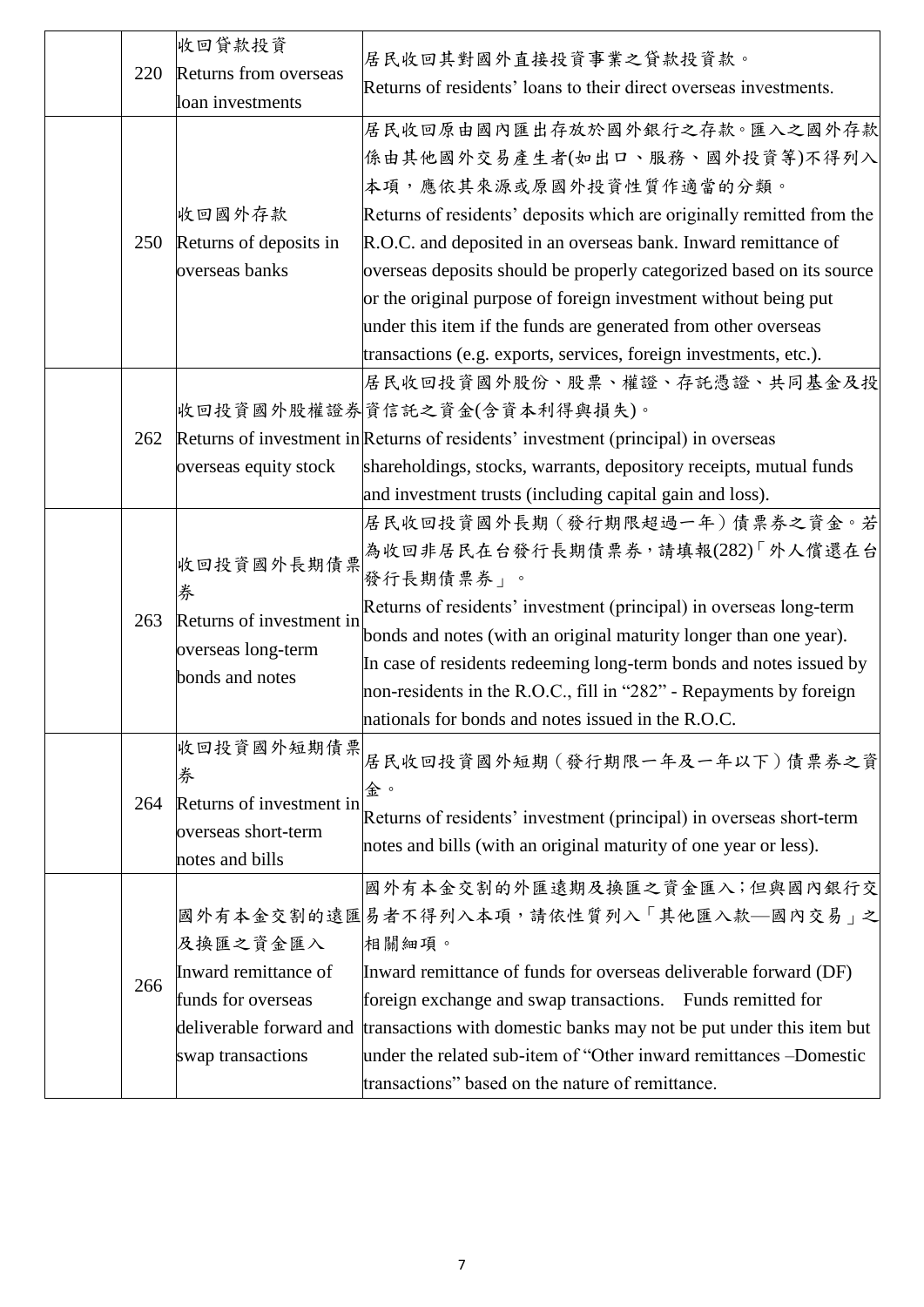| | | | |
|---|---|---|---|
| | 220 | 收回貸款投資<br>Returns from overseas loan investments | 居民收回其對國外直接投資事業之貸款投資款。<br>Returns of residents' loans to their direct overseas investments. |
| | 250 | 收回國外存款<br>Returns of deposits in overseas banks | 居民收回原由國內匯出存放於國外銀行之存款。匯入之國外存款係由其他國外交易產生者(如出口、服務、國外投資等)不得列入本項，應依其來源或原國外投資性質作適當的分類。<br>Returns of residents' deposits which are originally remitted from the R.O.C. and deposited in an overseas bank. Inward remittance of overseas deposits should be properly categorized based on its source or the original purpose of foreign investment without being put under this item if the funds are generated from other overseas transactions (e.g. exports, services, foreign investments, etc.). |
| | 262 | 收回投資國外股權證券<br>Returns of investment in overseas equity stock | 居民收回投資國外股份、股票、權證、存託憑證、共同基金及投資信託之資金(含資本利得與損失)。<br>Returns of residents' investment (principal) in overseas shareholdings, stocks, warrants, depository receipts, mutual funds and investment trusts (including capital gain and loss). |
| | 263 | 收回投資國外長期債票券<br>Returns of investment in overseas long-term bonds and notes | 居民收回投資國外長期（發行期限超過一年）債票券之資金。若為收回非居民在台發行長期債票券，請填報(282)「外人償還在台發行長期債票券」。<br>Returns of residents' investment (principal) in overseas long-term bonds and notes (with an original maturity longer than one year). In case of residents redeeming long-term bonds and notes issued by non-residents in the R.O.C., fill in "282" - Repayments by foreign nationals for bonds and notes issued in the R.O.C. |
| | 264 | 收回投資國外短期債票券<br>Returns of investment in overseas short-term notes and bills | 居民收回投資國外短期（發行期限一年及一年以下）債票券之資金。<br>Returns of residents' investment (principal) in overseas short-term notes and bills (with an original maturity of one year or less). |
| | 266 | 國外有本金交割的遠匯及換匯之資金匯入<br>Inward remittance of funds for overseas deliverable forward and swap transactions | 國外有本金交割的外匯遠期及換匯之資金匯入；但與國內銀行交易者不得列入本項，請依性質列入「其他匯入款—國內交易」之相關細項。<br>Inward remittance of funds for overseas deliverable forward (DF) foreign exchange and swap transactions. Funds remitted for transactions with domestic banks may not be put under this item but under the related sub-item of "Other inward remittances –Domestic transactions" based on the nature of remittance. |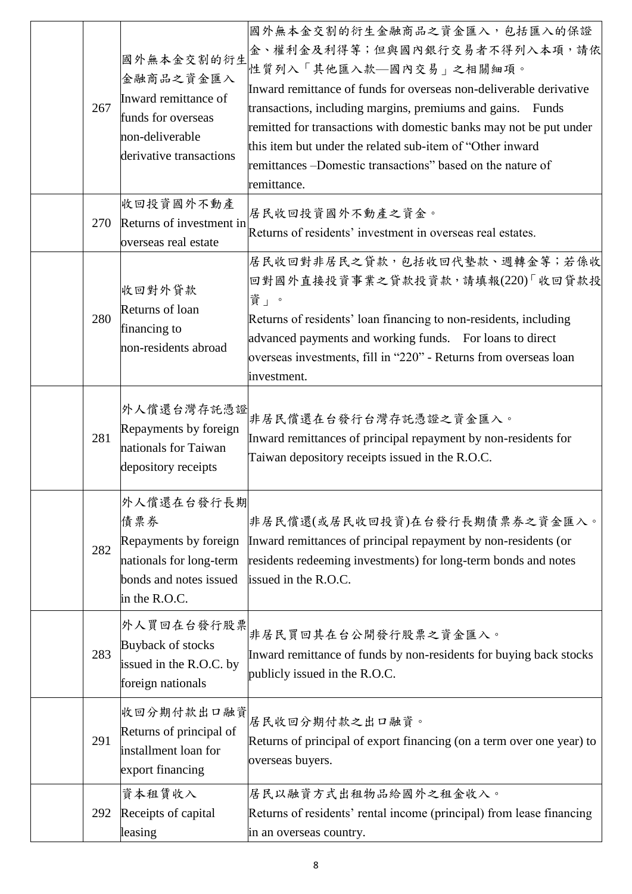| | | | |
|---|---|---|---|
| | 267 | 國外無本金交割的衍生金融商品之資金匯入<br>Inward remittance of funds for overseas non-deliverable derivative transactions | 國外無本金交割的衍生金融商品之資金匯入，包括匯入的保證金、權利金及利得等；但與國內銀行交易者不得列入本項，請依性質列入「其他匯入款—國內交易」之相關細項。<br>Inward remittance of funds for overseas non-deliverable derivative transactions, including margins, premiums and gains.　Funds remitted for transactions with domestic banks may not be put under this item but under the related sub-item of "Other inward remittances –Domestic transactions" based on the nature of remittance. |
| | 270 | 收回投資國外不動產<br>Returns of investment in overseas real estate | 居民收回投資國外不動產之資金。<br>Returns of residents' investment in overseas real estates. |
| | 280 | 收回對外貸款<br>Returns of loan financing to non-residents abroad | 居民收回對非居民之貸款，包括收回代墊款、週轉金等；若係收回對國外直接投資事業之貸款投資款，請填報(220)「收回貸款投資」。<br>Returns of residents' loan financing to non-residents, including advanced payments and working funds.　For loans to direct overseas investments, fill in "220" - Returns from overseas loan investment. |
| | 281 | 外人償還台灣存託憑證<br>Repayments by foreign nationals for Taiwan depository receipts | 非居民償還在台發行台灣存託憑證之資金匯入。<br>Inward remittances of principal repayment by non-residents for Taiwan depository receipts issued in the R.O.C. |
| | 282 | 外人償還在台發行長期債票券<br>Repayments by foreign nationals for long-term bonds and notes issued in the R.O.C. | 非居民償還(或居民收回投資)在台發行長期債票券之資金匯入。<br>Inward remittances of principal repayment by non-residents (or residents redeeming investments) for long-term bonds and notes issued in the R.O.C. |
| | 283 | 外人買回在台發行股票<br>Buyback of stocks issued in the R.O.C. by foreign nationals | 非居民買回其在台公開發行股票之資金匯入。<br>Inward remittance of funds by non-residents for buying back stocks publicly issued in the R.O.C. |
| | 291 | 收回分期付款出口融資<br>Returns of principal of installment loan for export financing | 居民收回分期付款之出口融資。<br>Returns of principal of export financing (on a term over one year) to overseas buyers. |
| | 292 | 資本租賃收入<br>Receipts of capital leasing | 居民以融資方式出租物品給國外之租金收入。<br>Returns of residents' rental income (principal) from lease financing in an overseas country. |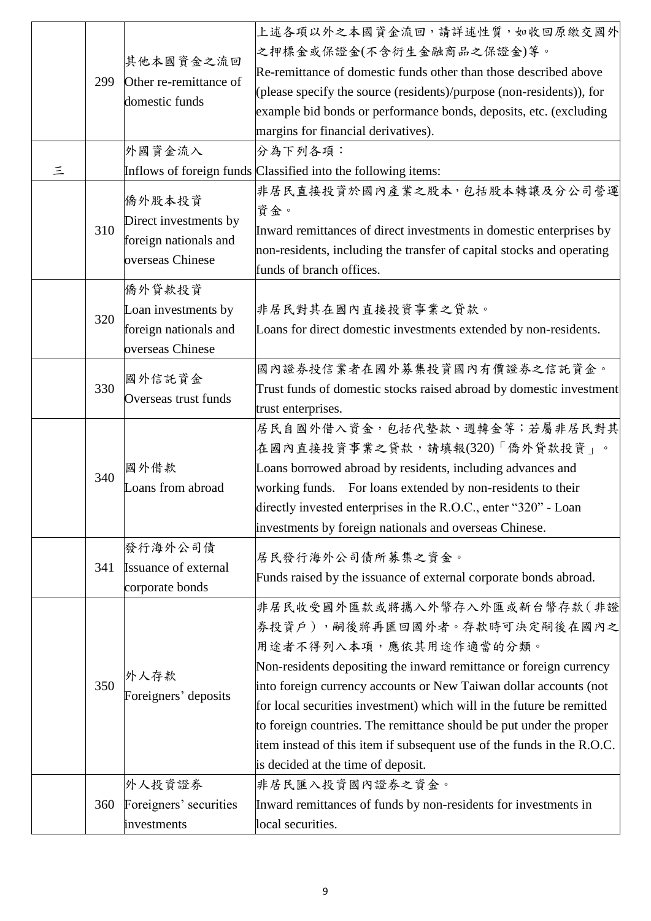| | | | |
|---|---|---|---|
| | 299 | 其他本國資金之流回<br>Other re-remittance of domestic funds | 上述各項以外之本國資金流回，請詳述性質，如收回原繳交國外之押標金或保證金(不含衍生金融商品之保證金)等。<br>Re-remittance of domestic funds other than those described above (please specify the source (residents)/purpose (non-residents)), for example bid bonds or performance bonds, deposits, etc. (excluding margins for financial derivatives). |
| 三 | | 外國資金流入<br>Inflows of foreign funds | 分為下列各項：<br>Classified into the following items: |
| | 310 | 僑外股本投資<br>Direct investments by foreign nationals and overseas Chinese | 非居民直接投資於國內產業之股本，包括股本轉讓及分公司營運資金。<br>Inward remittances of direct investments in domestic enterprises by non-residents, including the transfer of capital stocks and operating funds of branch offices. |
| | 320 | 僑外貸款投資<br>Loan investments by foreign nationals and overseas Chinese | 非居民對其在國內直接投資事業之貸款。<br>Loans for direct domestic investments extended by non-residents. |
| | 330 | 國外信託資金<br>Overseas trust funds | 國內證券投信業者在國外募集投資國內有價證券之信託資金。<br>Trust funds of domestic stocks raised abroad by domestic investment trust enterprises. |
| | 340 | 國外借款<br>Loans from abroad | 居民自國外借入資金，包括代墊款、週轉金等；若屬非居民對其在國內直接投資事業之貸款，請填報(320)「僑外貸款投資」。<br>Loans borrowed abroad by residents, including advances and working funds. For loans extended by non-residents to their directly invested enterprises in the R.O.C., enter "320" - Loan investments by foreign nationals and overseas Chinese. |
| | 341 | 發行海外公司債<br>Issuance of external corporate bonds | 居民發行海外公司債所募集之資金。<br>Funds raised by the issuance of external corporate bonds abroad. |
| | 350 | 外人存款<br>Foreigners' deposits | 非居民收受國外匯款或將攜入外幣存入外匯或新台幣存款（非證券投資戶），嗣後將再匯回國外者。存款時可決定嗣後在國內之用途者不得列入本項，應依其用途作適當的分類。<br>Non-residents depositing the inward remittance or foreign currency into foreign currency accounts or New Taiwan dollar accounts (not for local securities investment) which will in the future be remitted to foreign countries. The remittance should be put under the proper item instead of this item if subsequent use of the funds in the R.O.C. is decided at the time of deposit. |
| | 360 | 外人投資證券<br>Foreigners' securities investments | 非居民匯入投資國內證券之資金。<br>Inward remittances of funds by non-residents for investments in local securities. |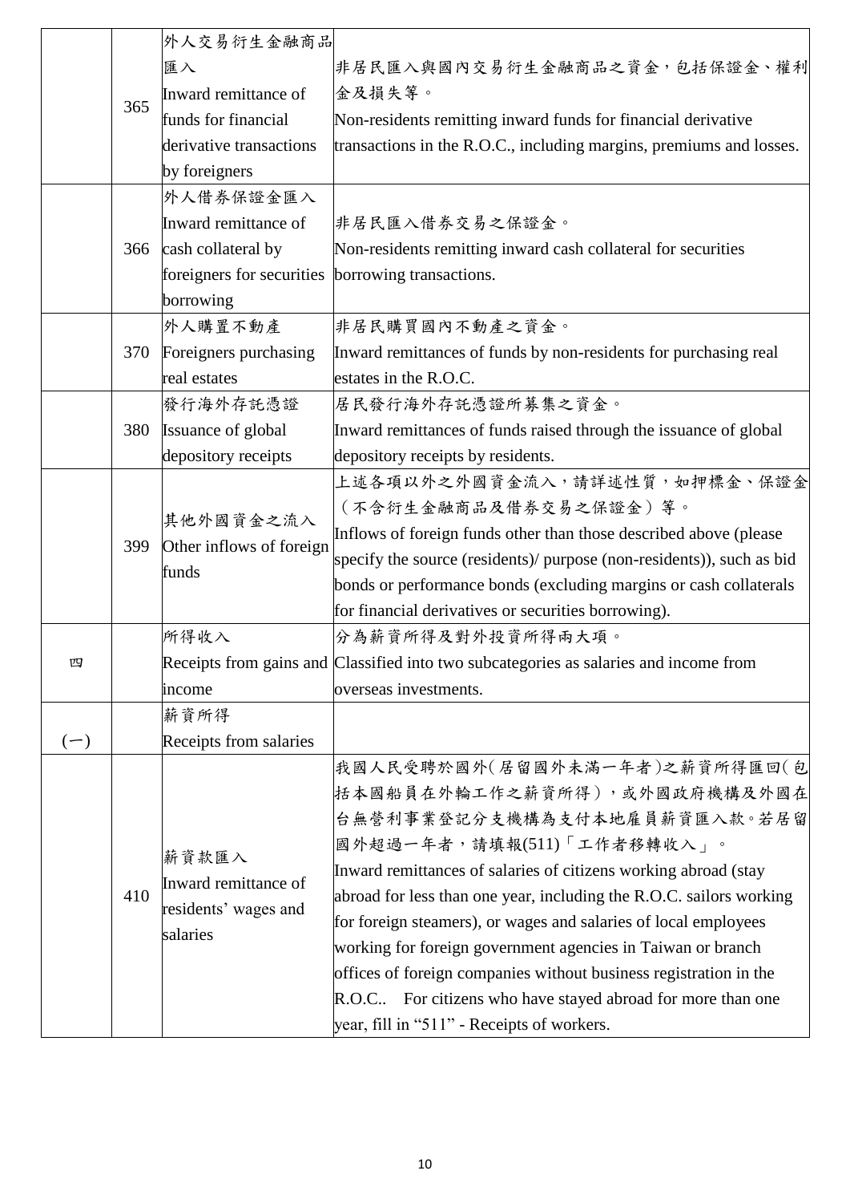| | | | |
|---|---|---|---|
| | 365 | 外人交易衍生金融商品匯入 Inward remittance of funds for financial derivative transactions by foreigners | 非居民匯入與國內交易衍生金融商品之資金，包括保證金、權利金及損失等。 Non-residents remitting inward funds for financial derivative transactions in the R.O.C., including margins, premiums and losses. |
| | 366 | 外人借券保證金匯入 Inward remittance of cash collateral by foreigners for securities borrowing | 非居民匯入借券交易之保證金。 Non-residents remitting inward cash collateral for securities borrowing transactions. |
| | 370 | 外人購置不動產 Foreigners purchasing real estates | 非居民購買國內不動產之資金。 Inward remittances of funds by non-residents for purchasing real estates in the R.O.C. |
| | 380 | 發行海外存託憑證 Issuance of global depository receipts | 居民發行海外存託憑證所募集之資金。 Inward remittances of funds raised through the issuance of global depository receipts by residents. |
| | 399 | 其他外國資金之流入 Other inflows of foreign funds | 上述各項以外之外國資金流入，請詳述性質，如押標金、保證金（不含衍生金融商品及借券交易之保證金）等。 Inflows of foreign funds other than those described above (please specify the source (residents)/ purpose (non-residents)), such as bid bonds or performance bonds (excluding margins or cash collaterals for financial derivatives or securities borrowing). |
| 四 | | 所得收入 Receipts from gains and income | 分為薪資所得及對外投資所得兩大項。 Classified into two subcategories as salaries and income from overseas investments. |
| (一) | | 薪資所得 Receipts from salaries | |
| | 410 | 薪資款匯入 Inward remittance of residents' wages and salaries | 我國人民受聘於國外(居留國外未滿一年者)之薪資所得匯回(包括本國船員在外輪工作之薪資所得)，或外國政府機構及外國在台無營利事業登記分支機構為支付本地雇員薪資匯入款。若居留國外超過一年者，請填報(511)「工作者移轉收入」。 Inward remittances of salaries of citizens working abroad (stay abroad for less than one year, including the R.O.C. sailors working for foreign steamers), or wages and salaries of local employees working for foreign government agencies in Taiwan or branch offices of foreign companies without business registration in the R.O.C.. For citizens who have stayed abroad for more than one year, fill in "511" - Receipts of workers. |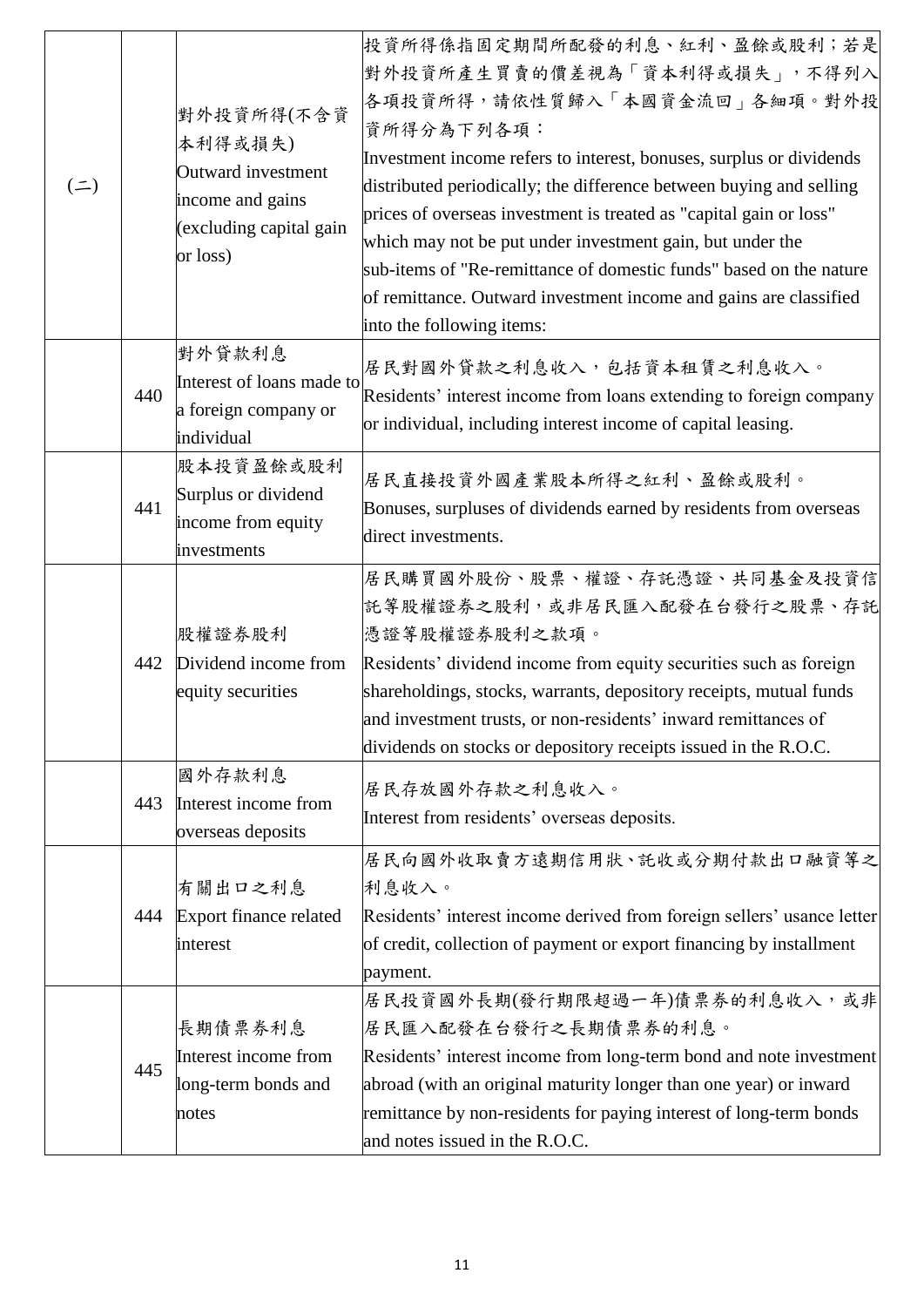| (二) | | 對外投資所得(不含資本利得或損失)<br>Outward investment income and gains (excluding capital gain or loss) | 投資所得係指固定期間所配發的利息、紅利、盈餘或股利；若是對外投資所產生買賣的價差視為「資本利得或損失」，不得列入各項投資所得，請依性質歸入「本國資金流回」各細項。對外投資所得分為下列各項：<br>Investment income refers to interest, bonuses, surplus or dividends distributed periodically; the difference between buying and selling prices of overseas investment is treated as "capital gain or loss" which may not be put under investment gain, but under the sub-items of "Re-remittance of domestic funds" based on the nature of remittance. Outward investment income and gains are classified into the following items: |
|---|---|---|---|
| | 440 | 對外貸款利息<br>Interest of loans made to a foreign company or individual | 居民對國外貸款之利息收入，包括資本租賃之利息收入。<br>Residents' interest income from loans extending to foreign company or individual, including interest income of capital leasing. |
| | 441 | 股本投資盈餘或股利<br>Surplus or dividend income from equity investments | 居民直接投資外國產業股本所得之紅利、盈餘或股利。<br>Bonuses, surpluses of dividends earned by residents from overseas direct investments. |
| | 442 | 股權證券股利<br>Dividend income from equity securities | 居民購買國外股份、股票、權證、存託憑證、共同基金及投資信託等股權證券之股利，或非居民匯入配發在台發行之股票、存託憑證等股權證券股利之款項。<br>Residents' dividend income from equity securities such as foreign shareholdings, stocks, warrants, depository receipts, mutual funds and investment trusts, or non-residents' inward remittances of dividends on stocks or depository receipts issued in the R.O.C. |
| | 443 | 國外存款利息<br>Interest income from overseas deposits | 居民存放國外存款之利息收入。<br>Interest from residents' overseas deposits. |
| | 444 | 有關出口之利息<br>Export finance related interest | 居民向國外收取賣方遠期信用狀、託收或分期付款出口融資等之利息收入。<br>Residents' interest income derived from foreign sellers' usance letter of credit, collection of payment or export financing by installment payment. |
| | 445 | 長期債票券利息<br>Interest income from long-term bonds and notes | 居民投資國外長期(發行期限超過一年)債票券的利息收入，或非居民匯入配發在台發行之長期債票券的利息。<br>Residents' interest income from long-term bond and note investment abroad (with an original maturity longer than one year) or inward remittance by non-residents for paying interest of long-term bonds and notes issued in the R.O.C. |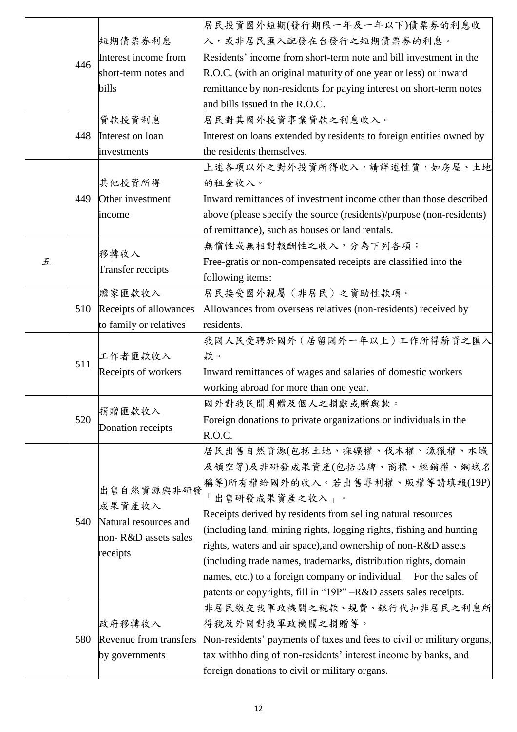|  |  |  |  |
|---|---|---|---|
|  | 446 | 短期債票券利息<br>Interest income from short-term notes and bills | 居民投資國外短期(發行期限一年及一年以下)債票券的利息收入，或非居民匯入配發在台發行之短期債票券的利息。<br>Residents' income from short-term note and bill investment in the R.O.C. (with an original maturity of one year or less) or inward remittance by non-residents for paying interest on short-term notes and bills issued in the R.O.C. |
|  | 448 | 貸款投資利息<br>Interest on loan investments | 居民對其國外投資事業貸款之利息收入。<br>Interest on loans extended by residents to foreign entities owned by the residents themselves. |
|  | 449 | 其他投資所得<br>Other investment income | 上述各項以外之對外投資所得收入，請詳述性質，如房屋、土地的租金收入。<br>Inward remittances of investment income other than those described above (please specify the source (residents)/purpose (non-residents) of remittance), such as houses or land rentals. |
| 五 |  | 移轉收入<br>Transfer receipts | 無償性或無相對報酬性之收入，分為下列各項：<br>Free-gratis or non-compensated receipts are classified into the following items: |
|  | 510 | 贍家匯款收入<br>Receipts of allowances to family or relatives | 居民接受國外親屬（非居民）之資助性款項。<br>Allowances from overseas relatives (non-residents) received by residents. |
|  | 511 | 工作者匯款收入<br>Receipts of workers | 我國人民受聘於國外（居留國外一年以上）工作所得薪資之匯入款。<br>Inward remittances of wages and salaries of domestic workers working abroad for more than one year. |
|  | 520 | 捐贈匯款收入<br>Donation receipts | 國外對我民間團體及個人之捐獻或贈與款。<br>Foreign donations to private organizations or individuals in the R.O.C. |
|  | 540 | 出售自然資源與非研發成果資產收入<br>Natural resources and non- R&D assets sales receipts | 居民出售自然資源(包括土地、採礦權、伐木權、漁獵權、水域及領空等)及非研發成果資產(包括品牌、商標、經銷權、網域名稱等)所有權給國外的收入。若出售專利權、版權等請填報(19P)「出售研發成果資產之收入」。<br>Receipts derived by residents from selling natural resources (including land, mining rights, logging rights, fishing and hunting rights, waters and air space),and ownership of non-R&D assets (including trade names, trademarks, distribution rights, domain names, etc.) to a foreign company or individual. For the sales of patents or copyrights, fill in "19P" –R&D assets sales receipts. |
|  | 580 | 政府移轉收入<br>Revenue from transfers by governments | 非居民繳交我軍政機關之稅款、規費、銀行代扣非居民之利息所得稅及外國對我軍政機關之捐贈等。<br>Non-residents' payments of taxes and fees to civil or military organs, tax withholding of non-residents' interest income by banks, and foreign donations to civil or military organs. |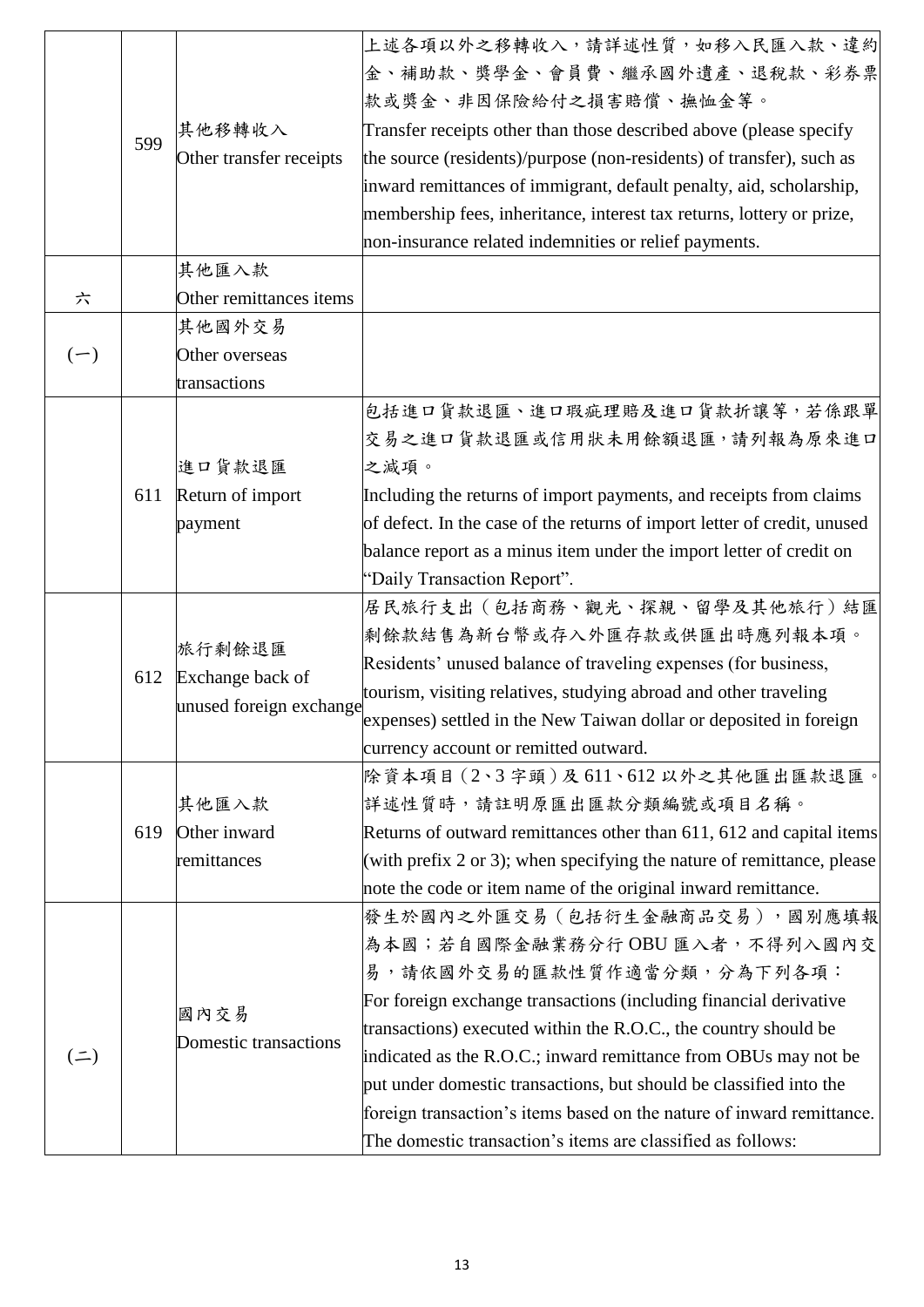| | | | |
|---|---|---|---|
| | 599 | 其他移轉收入<br>Other transfer receipts | 上述各項以外之移轉收入，請詳述性質，如移入民匯入款、違約金、補助款、獎學金、會員費、繼承國外遺產、退稅款、彩券票款或獎金、非因保險給付之損害賠償、撫恤金等。<br>Transfer receipts other than those described above (please specify the source (residents)/purpose (non-residents) of transfer), such as inward remittances of immigrant, default penalty, aid, scholarship, membership fees, inheritance, interest tax returns, lottery or prize, non-insurance related indemnities or relief payments. |
| 六 | | 其他匯入款<br>Other remittances items | |
| (一) | | 其他國外交易<br>Other overseas transactions | |
| | 611 | 進口貨款退匯<br>Return of import payment | 包括進口貨款退匯、進口瑕疵理賠及進口貨款折讓等，若係跟單交易之進口貨款退匯或信用狀未用餘額退匯，請列報為原來進口之減項。<br>Including the returns of import payments, and receipts from claims of defect. In the case of the returns of import letter of credit, unused balance report as a minus item under the import letter of credit on "Daily Transaction Report". |
| | 612 | 旅行剩餘退匯<br>Exchange back of unused foreign exchange | 居民旅行支出（包括商務、觀光、探親、留學及其他旅行）結匯剩餘款結售為新台幣或存入外匯存款或供匯出時應列報本項。<br>Residents' unused balance of traveling expenses (for business, tourism, visiting relatives, studying abroad and other traveling expenses) settled in the New Taiwan dollar or deposited in foreign currency account or remitted outward. |
| | 619 | 其他匯入款<br>Other inward remittances | 除資本項目（2、3 字頭）及 611、612 以外之其他匯出匯款退匯。詳述性質時，請註明原匯出匯款分類編號或項目名稱。<br>Returns of outward remittances other than 611, 612 and capital items (with prefix 2 or 3); when specifying the nature of remittance, please note the code or item name of the original inward remittance. |
| (二) | | 國內交易<br>Domestic transactions | 發生於國內之外匯交易（包括衍生金融商品交易），國別應填報為本國；若自國際金融業務分行 OBU 匯入者，不得列入國內交易，請依國外交易的匯款性質作適當分類，分為下列各項：<br>For foreign exchange transactions (including financial derivative transactions) executed within the R.O.C., the country should be indicated as the R.O.C.; inward remittance from OBUs may not be put under domestic transactions, but should be classified into the foreign transaction's items based on the nature of inward remittance. The domestic transaction's items are classified as follows: |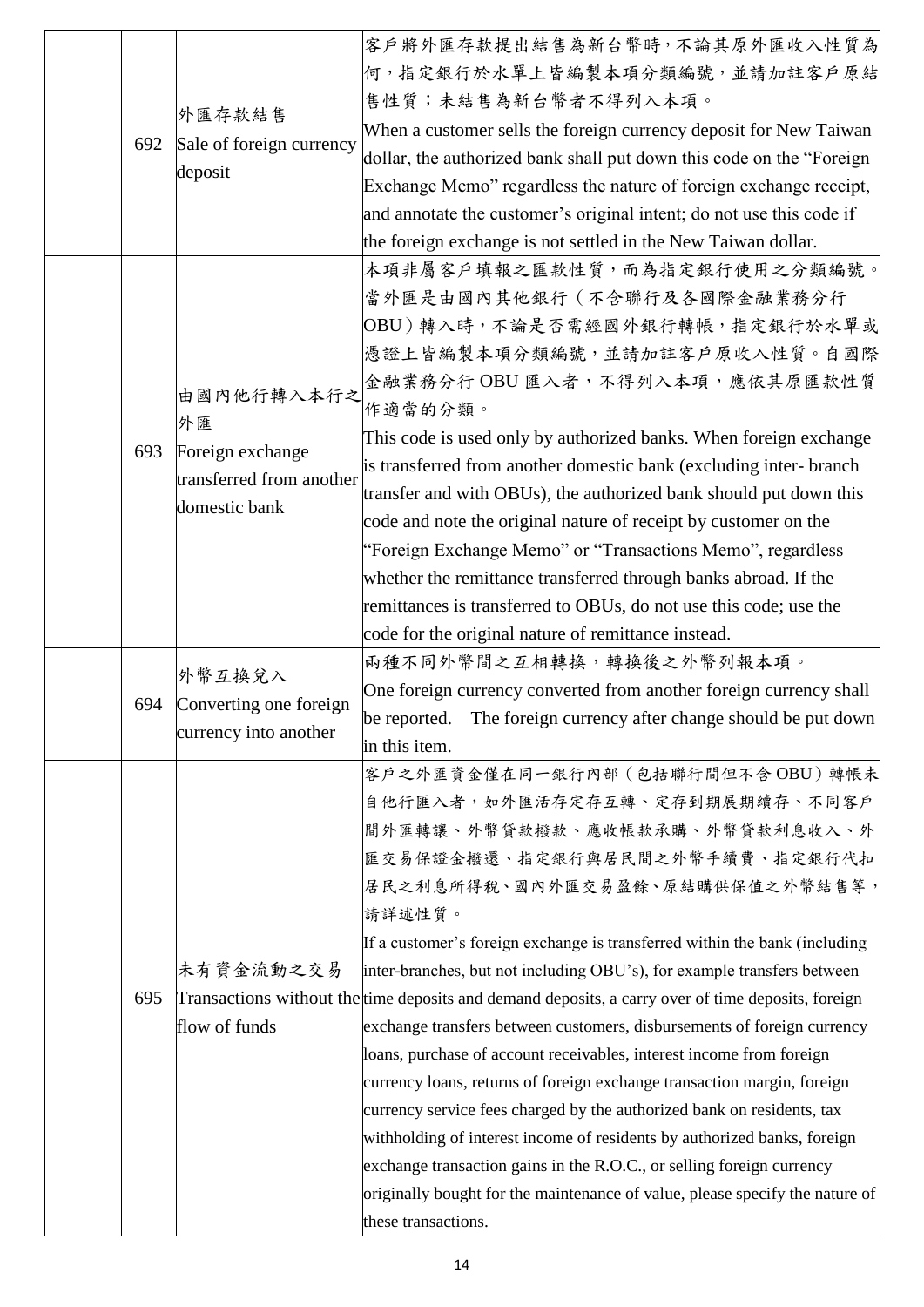| | | | |
|---|---|---|---|
| | 692 | 外匯存款結售<br>Sale of foreign currency deposit | 客戶將外匯存款提出結售為新台幣時，不論其原外匯收入性質為何，指定銀行於水單上皆編製本項分類編號，並請加註客戶原結售性質；未結售為新台幣者不得列入本項。<br>When a customer sells the foreign currency deposit for New Taiwan dollar, the authorized bank shall put down this code on the "Foreign Exchange Memo" regardless the nature of foreign exchange receipt, and annotate the customer's original intent; do not use this code if the foreign exchange is not settled in the New Taiwan dollar. |
| | 693 | 由國內他行轉入本行之外匯<br>Foreign exchange transferred from another domestic bank | 本項非屬客戶填報之匯款性質，而為指定銀行使用之分類編號。當外匯是由國內其他銀行（不含聯行及各國際金融業務分行OBU）轉入時，不論是否需經國外銀行轉帳，指定銀行於水單或憑證上皆編製本項分類編號，並請加註客戶原收入性質。自國際金融業務分行 OBU 匯入者，不得列入本項，應依其原匯款性質作適當的分類。<br>This code is used only by authorized banks. When foreign exchange is transferred from another domestic bank (excluding inter- branch transfer and with OBUs), the authorized bank should put down this code and note the original nature of receipt by customer on the "Foreign Exchange Memo" or "Transactions Memo", regardless whether the remittance transferred through banks abroad. If the remittances is transferred to OBUs, do not use this code; use the code for the original nature of remittance instead. |
| | 694 | 外幣互換兌入<br>Converting one foreign currency into another | 兩種不同外幣間之互相轉換，轉換後之外幣列報本項。<br>One foreign currency converted from another foreign currency shall be reported. The foreign currency after change should be put down in this item. |
| | 695 | 未有資金流動之交易<br>Transactions without the flow of funds | 客戶之外匯資金僅在同一銀行內部（包括聯行間但不含 OBU）轉帳未自他行匯入者，如外匯活存定存互轉、定存到期展期續存、不同客戶間外匯轉讓、外幣貸款撥款、應收帳款承購、外幣貸款利息收入、外匯交易保證金撥還、指定銀行與居民間之外幣手續費、指定銀行代扣居民之利息所得稅、國內外匯交易盈餘、原結購供保值之外幣結售等，請詳述性質。<br>If a customer's foreign exchange is transferred within the bank (including inter-branches, but not including OBU's), for example transfers between time deposits and demand deposits, a carry over of time deposits, foreign exchange transfers between customers, disbursements of foreign currency loans, purchase of account receivables, interest income from foreign currency loans, returns of foreign exchange transaction margin, foreign currency service fees charged by the authorized bank on residents, tax withholding of interest income of residents by authorized banks, foreign exchange transaction gains in the R.O.C., or selling foreign currency originally bought for the maintenance of value, please specify the nature of these transactions. |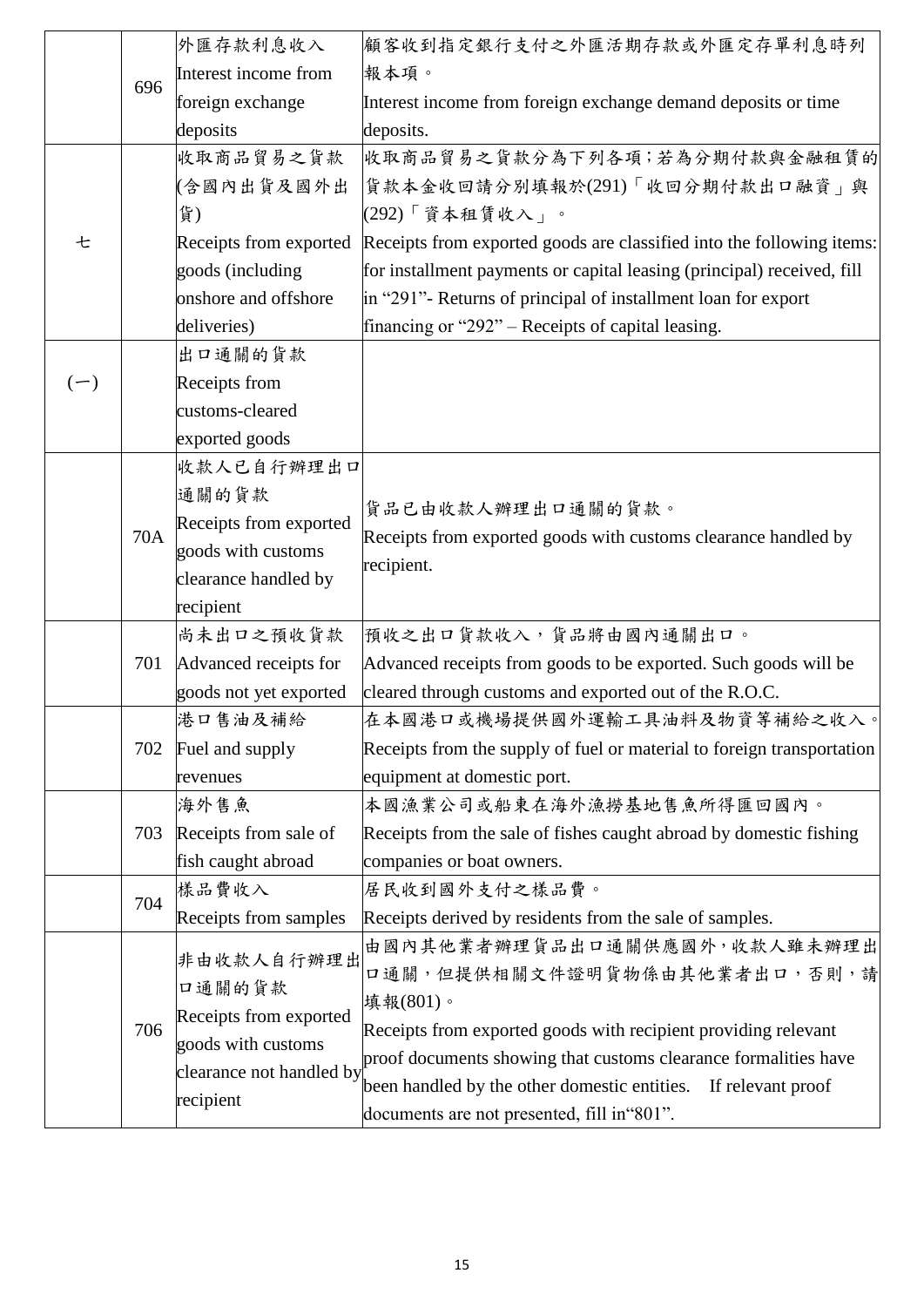|  |  |  |  |
|---|---|---|---|
|  | 696 | 外匯存款利息收入<br>Interest income from foreign exchange deposits | 顧客收到指定銀行支付之外匯活期存款或外匯定存單利息時列報本項。<br>Interest income from foreign exchange demand deposits or time deposits. |
| 七 |  | 收取商品貿易之貨款(含國內出貨及國外出貨)<br>Receipts from exported goods (including onshore and offshore deliveries) | 收取商品貿易之貨款分為下列各項；若為分期付款與金融租賃的貨款本金收回請分別填報於(291)「收回分期付款出口融資」與(292)「資本租賃收入」。<br>Receipts from exported goods are classified into the following items: for installment payments or capital leasing (principal) received, fill in "291"- Returns of principal of installment loan for export financing or "292" – Receipts of capital leasing. |
| (一) |  | 出口通關的貨款<br>Receipts from customs-cleared exported goods |  |
|  | 70A | 收款人已自行辦理出口通關的貨款<br>Receipts from exported goods with customs clearance handled by recipient | 貨品已由收款人辦理出口通關的貨款。<br>Receipts from exported goods with customs clearance handled by recipient. |
|  | 701 | 尚未出口之預收貨款<br>Advanced receipts for goods not yet exported | 預收之出口貨款收入，貨品將由國內通關出口。<br>Advanced receipts from goods to be exported. Such goods will be cleared through customs and exported out of the R.O.C. |
|  | 702 | 港口售油及補給<br>Fuel and supply revenues | 在本國港口或機場提供國外運輸工具油料及物資等補給之收入。<br>Receipts from the supply of fuel or material to foreign transportation equipment at domestic port. |
|  | 703 | 海外售魚<br>Receipts from sale of fish caught abroad | 本國漁業公司或船東在海外漁撈基地售魚所得匯回國內。<br>Receipts from the sale of fishes caught abroad by domestic fishing companies or boat owners. |
|  | 704 | 樣品費收入<br>Receipts from samples | 居民收到國外支付之樣品費。<br>Receipts derived by residents from the sale of samples. |
|  | 706 | 非由收款人自行辦理出口通關的貨款<br>Receipts from exported goods with customs clearance not handled by recipient | 由國內其他業者辦理貨品出口通關供應國外，收款人雖未辦理出口通關，但提供相關文件證明貨物係由其他業者出口，否則，請填報(801)。<br>Receipts from exported goods with recipient providing relevant proof documents showing that customs clearance formalities have been handled by the other domestic entities. If relevant proof documents are not presented, fill in"801". |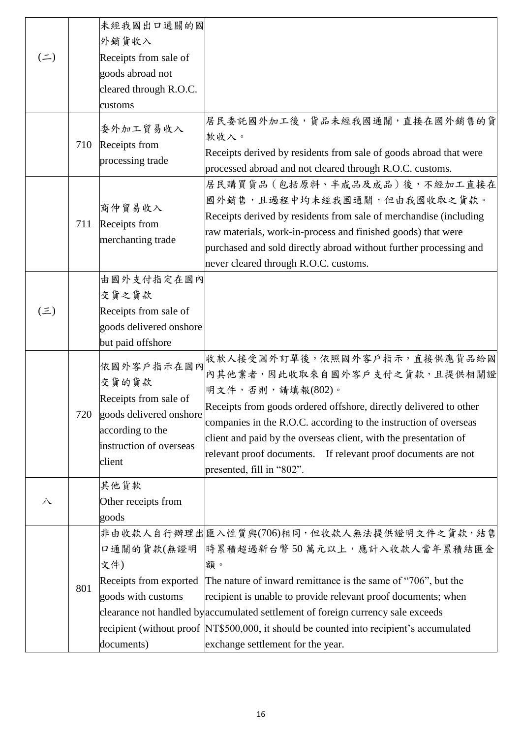| | | | |
|---|---|---|---|
| (二) | | 未經我國出口通關的國外銷貨收入<br>Receipts from sale of goods abroad not cleared through R.O.C. customs | |
| | 710 | 委外加工貿易收入<br>Receipts from processing trade | 居民委託國外加工後，貨品未經我國通關，直接在國外銷售的貨款收入。<br>Receipts derived by residents from sale of goods abroad that were processed abroad and not cleared through R.O.C. customs. |
| | 711 | 商仲貿易收入<br>Receipts from merchanting trade | 居民購買貨品（包括原料、半成品及成品）後，不經加工直接在國外銷售，且過程中均未經我國通關，但由我國收取之貨款。<br>Receipts derived by residents from sale of merchandise (including raw materials, work-in-process and finished goods) that were purchased and sold directly abroad without further processing and never cleared through R.O.C. customs. |
| (三) | | 由國外支付指定在國內交貨之貨款<br>Receipts from sale of goods delivered onshore but paid offshore | |
| | 720 | 依國外客戶指示在國內交貨的貨款<br>Receipts from sale of goods delivered onshore according to the instruction of overseas client | 收款人接受國外訂單後，依照國外客戶指示，直接供應貨品給國內其他業者，因此收取來自國外客戶支付之貨款，且提供相關證明文件，否則，請填報(802)。<br>Receipts from goods ordered offshore, directly delivered to other companies in the R.O.C. according to the instruction of overseas client and paid by the overseas client, with the presentation of relevant proof documents. If relevant proof documents are not presented, fill in "802". |
| 八 | | 其他貨款<br>Other receipts from goods | |
| | 801 | 非由收款人自行辦理出口通關的貨款(無證明文件)<br>Receipts from exported goods with customs clearance not handled by recipient (without proof documents) | 匯入性質與(706)相同，但收款人無法提供證明文件之貨款，結售時累積超過新台幣 50 萬元以上，應計入收款人當年累積結匯金額。<br>The nature of inward remittance is the same of "706", but the recipient is unable to provide relevant proof documents; when accumulated settlement of foreign currency sale exceeds NT$500,000, it should be counted into recipient's accumulated exchange settlement for the year. |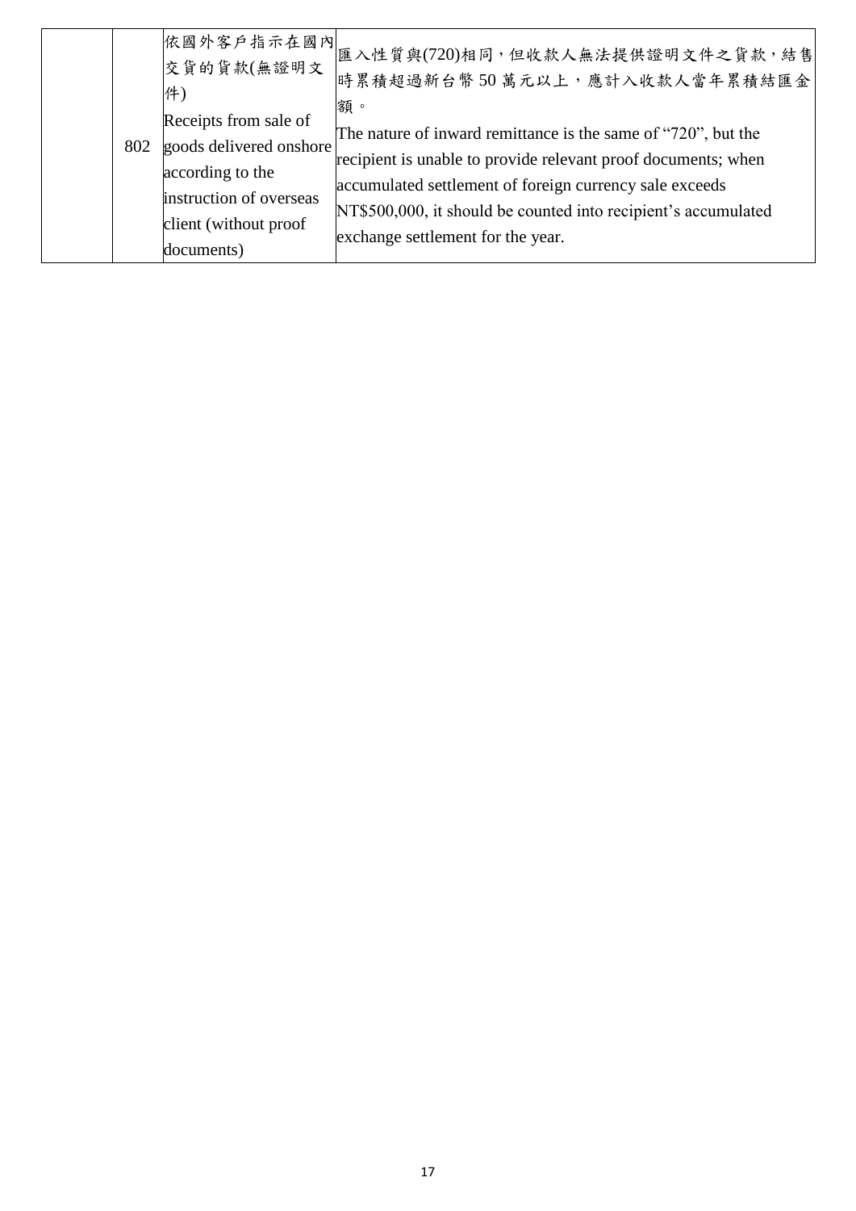| | | | |
|---|---|---|---|
| | 802 | 依國外客戶指示在國內交貨的貨款(無證明文件)<br>Receipts from sale of goods delivered onshore according to the instruction of overseas client (without proof documents) | 匯入性質與(720)相同，但收款人無法提供證明文件之貨款，結售時累積超過新台幣50萬元以上，應計入收款人當年累積結匯金額。<br>The nature of inward remittance is the same of “720”, but the recipient is unable to provide relevant proof documents; when accumulated settlement of foreign currency sale exceeds NT$500,000, it should be counted into recipient’s accumulated exchange settlement for the year. |